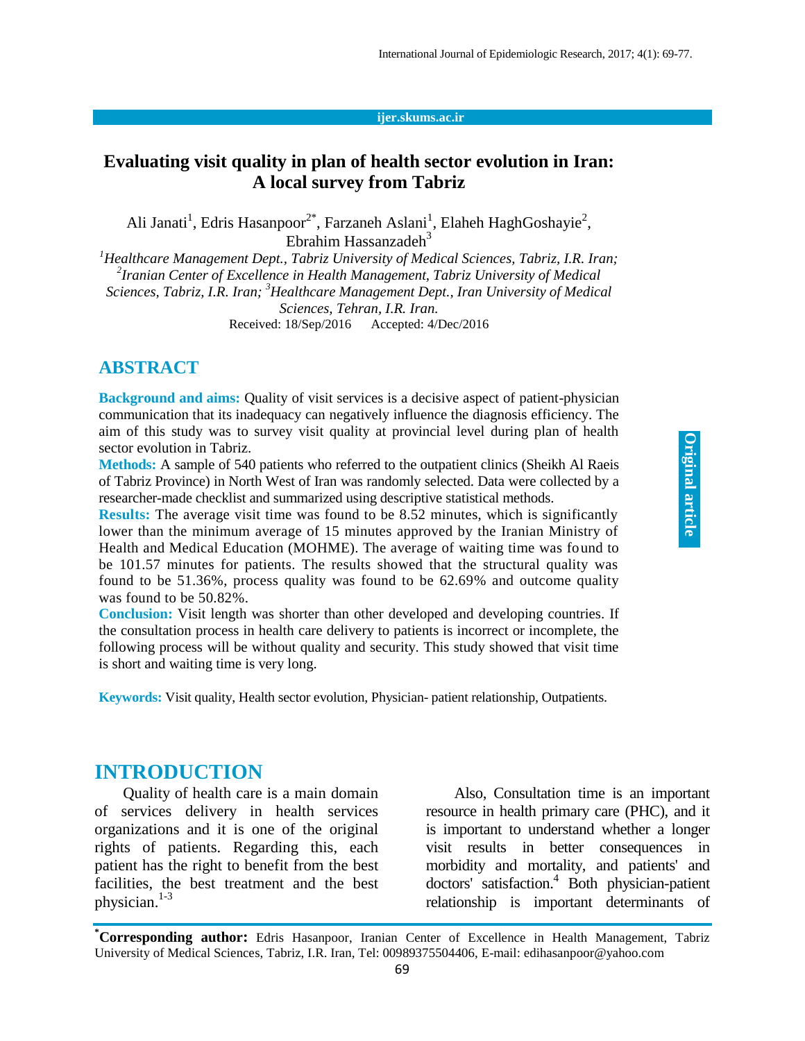# Evaluating visit quality in plan of health sector evolution in Iran: A local survey from Tabriz

Ali Janati[1], Edris Hasanpoor[2*], Farzaneh Aslani[1], Elaheh HaghGoshayie[2], Ebrahim Hassanzadeh[3]

*[1]Healthcare Management Dept., Tabriz University of Medical Sciences, Tabriz, I.R. Iran; [2]Iranian Center of Excellence in Health Management, Tabriz University of Medical Sciences, Tabriz, I.R. Iran; [3]Healthcare Management Dept., Iran University of Medical Sciences, Tehran, I.R. Iran.*

Received: 18/Sep/2016 Accepted: 4/Dec/2016

## ABSTRACT

**Background and aims:** Quality of visit services is a decisive aspect of patient-physician communication that its inadequacy can negatively influence the diagnosis efficiency. The aim of this study was to survey visit quality at provincial level during plan of health sector evolution in Tabriz.

**Methods:** A sample of 540 patients who referred to the outpatient clinics (Sheikh Al Raeis of Tabriz Province) in North West of Iran was randomly selected. Data were collected by a researcher-made checklist and summarized using descriptive statistical methods.

**Results:** The average visit time was found to be 8.52 minutes, which is significantly lower than the minimum average of 15 minutes approved by the Iranian Ministry of Health and Medical Education (MOHME). The average of waiting time was found to be 101.57 minutes for patients. The results showed that the structural quality was found to be 51.36%, process quality was found to be 62.69% and outcome quality was found to be 50.82%.

**Conclusion:** Visit length was shorter than other developed and developing countries. If the consultation process in health care delivery to patients is incorrect or incomplete, the following process will be without quality and security. This study showed that visit time is short and waiting time is very long.

**Keywords:** Visit quality, Health sector evolution, Physician- patient relationship, Outpatients.

## INTRODUCTION

Quality of health care is a main domain of services delivery in health services organizations and it is one of the original rights of patients. Regarding this, each patient has the right to benefit from the best facilities, the best treatment and the best physician.[1-3]

Also, Consultation time is an important resource in health primary care (PHC), and it is important to understand whether a longer visit results in better consequences in morbidity and mortality, and patients' and doctors' satisfaction.[4] Both physician-patient relationship is important determinants of

---

[*]**Corresponding author:** Edris Hasanpoor, Iranian Center of Excellence in Health Management, Tabriz University of Medical Sciences, Tabriz, I.R. Iran, Tel: 00989375504406, E-mail: edihasanpoor@yahoo.com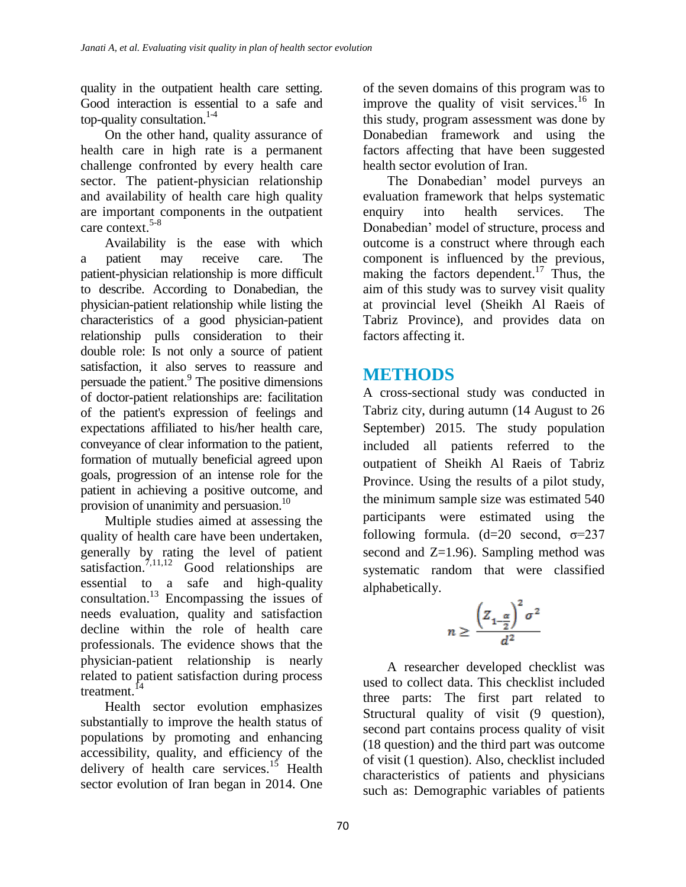quality in the outpatient health care setting. Good interaction is essential to a safe and top-quality consultation.[1-4]

On the other hand, quality assurance of health care in high rate is a permanent challenge confronted by every health care sector. The patient-physician relationship and availability of health care high quality are important components in the outpatient care context.[5-8]

Availability is the ease with which a patient may receive care. The patient-physician relationship is more difficult to describe. According to Donabedian, the physician-patient relationship while listing the characteristics of a good physician-patient relationship pulls consideration to their double role: Is not only a source of patient satisfaction, it also serves to reassure and persuade the patient.[9] The positive dimensions of doctor-patient relationships are: facilitation of the patient's expression of feelings and expectations affiliated to his/her health care, conveyance of clear information to the patient, formation of mutually beneficial agreed upon goals, progression of an intense role for the patient in achieving a positive outcome, and provision of unanimity and persuasion.[10]

Multiple studies aimed at assessing the quality of health care have been undertaken, generally by rating the level of patient satisfaction.[7,11,12] Good relationships are essential to a safe and high-quality consultation.[13] Encompassing the issues of needs evaluation, quality and satisfaction decline within the role of health care professionals. The evidence shows that the physician-patient relationship is nearly related to patient satisfaction during process treatment.[14]

Health sector evolution emphasizes substantially to improve the health status of populations by promoting and enhancing accessibility, quality, and efficiency of the delivery of health care services.[15] Health sector evolution of Iran began in 2014. One of the seven domains of this program was to improve the quality of visit services.[16] In this study, program assessment was done by Donabedian framework and using the factors affecting that have been suggested health sector evolution of Iran.

The Donabedian' model purveys an evaluation framework that helps systematic enquiry into health services. The Donabedian' model of structure, process and outcome is a construct where through each component is influenced by the previous, making the factors dependent.[17] Thus, the aim of this study was to survey visit quality at provincial level (Sheikh Al Raeis of Tabriz Province), and provides data on factors affecting it.

# METHODS

A cross-sectional study was conducted in Tabriz city, during autumn (14 August to 26 September) 2015. The study population included all patients referred to the outpatient of Sheikh Al Raeis of Tabriz Province. Using the results of a pilot study, the minimum sample size was estimated 540 participants were estimated using the following formula. (d=20 second, σ=237 second and Z=1.96). Sampling method was systematic random that were classified alphabetically.

$$n \geq \frac{\left(Z_{1-\frac{\alpha}{2}}\right)^2 \sigma^2}{d^2}$$

A researcher developed checklist was used to collect data. This checklist included three parts: The first part related to Structural quality of visit (9 question), second part contains process quality of visit (18 question) and the third part was outcome of visit (1 question). Also, checklist included characteristics of patients and physicians such as: Demographic variables of patients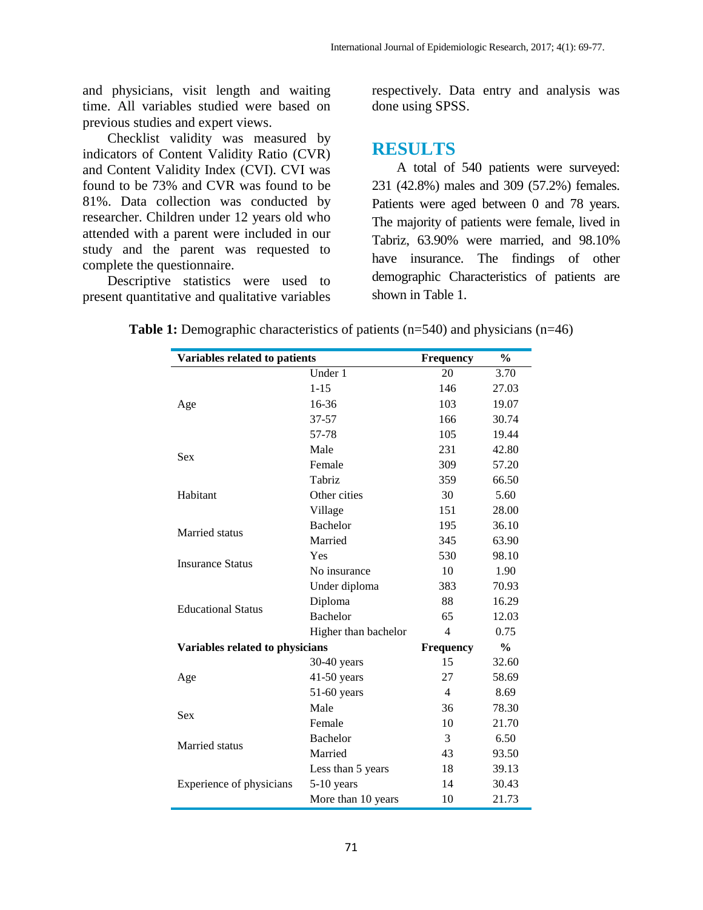and physicians, visit length and waiting time. All variables studied were based on previous studies and expert views.

Checklist validity was measured by indicators of Content Validity Ratio (CVR) and Content Validity Index (CVI). CVI was found to be 73% and CVR was found to be 81%. Data collection was conducted by researcher. Children under 12 years old who attended with a parent were included in our study and the parent was requested to complete the questionnaire.

Descriptive statistics were used to present quantitative and qualitative variables respectively. Data entry and analysis was done using SPSS.

## RESULTS

A total of 540 patients were surveyed: 231 (42.8%) males and 309 (57.2%) females. Patients were aged between 0 and 78 years. The majority of patients were female, lived in Tabriz, 63.90% were married, and 98.10% have insurance. The findings of other demographic Characteristics of patients are shown in Table 1.

**Table 1:** Demographic characteristics of patients (n=540) and physicians (n=46)

| **Variables related to patients** | | **Frequency** | **%** |
|---|---|---|---|
| Age | Under 1 | 20 | 3.70 |
| | 1-15 | 146 | 27.03 |
| | 16-36 | 103 | 19.07 |
| | 37-57 | 166 | 30.74 |
| | 57-78 | 105 | 19.44 |
| Sex | Male | 231 | 42.80 |
| | Female | 309 | 57.20 |
| Habitant | Tabriz | 359 | 66.50 |
| | Other cities | 30 | 5.60 |
| | Village | 151 | 28.00 |
| Married status | Bachelor | 195 | 36.10 |
| | Married | 345 | 63.90 |
| Insurance Status | Yes | 530 | 98.10 |
| | No insurance | 10 | 1.90 |
| Educational Status | Under diploma | 383 | 70.93 |
| | Diploma | 88 | 16.29 |
| | Bachelor | 65 | 12.03 |
| | Higher than bachelor | 4 | 0.75 |
| **Variables related to physicians** | | **Frequency** | **%** |
| Age | 30-40 years | 15 | 32.60 |
| | 41-50 years | 27 | 58.69 |
| | 51-60 years | 4 | 8.69 |
| Sex | Male | 36 | 78.30 |
| | Female | 10 | 21.70 |
| Married status | Bachelor | 3 | 6.50 |
| | Married | 43 | 93.50 |
| Experience of physicians | Less than 5 years | 18 | 39.13 |
| | 5-10 years | 14 | 30.43 |
| | More than 10 years | 10 | 21.73 |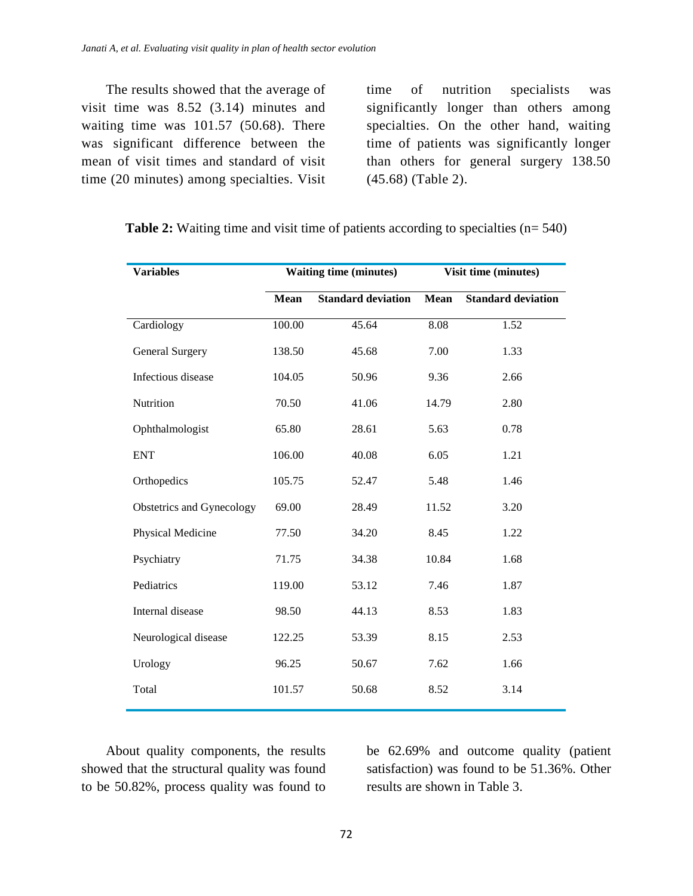The results showed that the average of visit time was 8.52 (3.14) minutes and waiting time was 101.57 (50.68). There was significant difference between the mean of visit times and standard of visit time (20 minutes) among specialties. Visit time of nutrition specialists was significantly longer than others among specialties. On the other hand, waiting time of patients was significantly longer than others for general surgery 138.50 (45.68) (Table 2).

**Table 2:** Waiting time and visit time of patients according to specialties (n= 540)

| Variables | Waiting time (minutes) | | Visit time (minutes) | |
|---|---|---|---|---|
| | **Mean** | **Standard deviation** | **Mean** | **Standard deviation** |
| Cardiology | 100.00 | 45.64 | 8.08 | 1.52 |
| General Surgery | 138.50 | 45.68 | 7.00 | 1.33 |
| Infectious disease | 104.05 | 50.96 | 9.36 | 2.66 |
| Nutrition | 70.50 | 41.06 | 14.79 | 2.80 |
| Ophthalmologist | 65.80 | 28.61 | 5.63 | 0.78 |
| ENT | 106.00 | 40.08 | 6.05 | 1.21 |
| Orthopedics | 105.75 | 52.47 | 5.48 | 1.46 |
| Obstetrics and Gynecology | 69.00 | 28.49 | 11.52 | 3.20 |
| Physical Medicine | 77.50 | 34.20 | 8.45 | 1.22 |
| Psychiatry | 71.75 | 34.38 | 10.84 | 1.68 |
| Pediatrics | 119.00 | 53.12 | 7.46 | 1.87 |
| Internal disease | 98.50 | 44.13 | 8.53 | 1.83 |
| Neurological disease | 122.25 | 53.39 | 8.15 | 2.53 |
| Urology | 96.25 | 50.67 | 7.62 | 1.66 |
| Total | 101.57 | 50.68 | 8.52 | 3.14 |

About quality components, the results showed that the structural quality was found to be 50.82%, process quality was found to be 62.69% and outcome quality (patient satisfaction) was found to be 51.36%. Other results are shown in Table 3.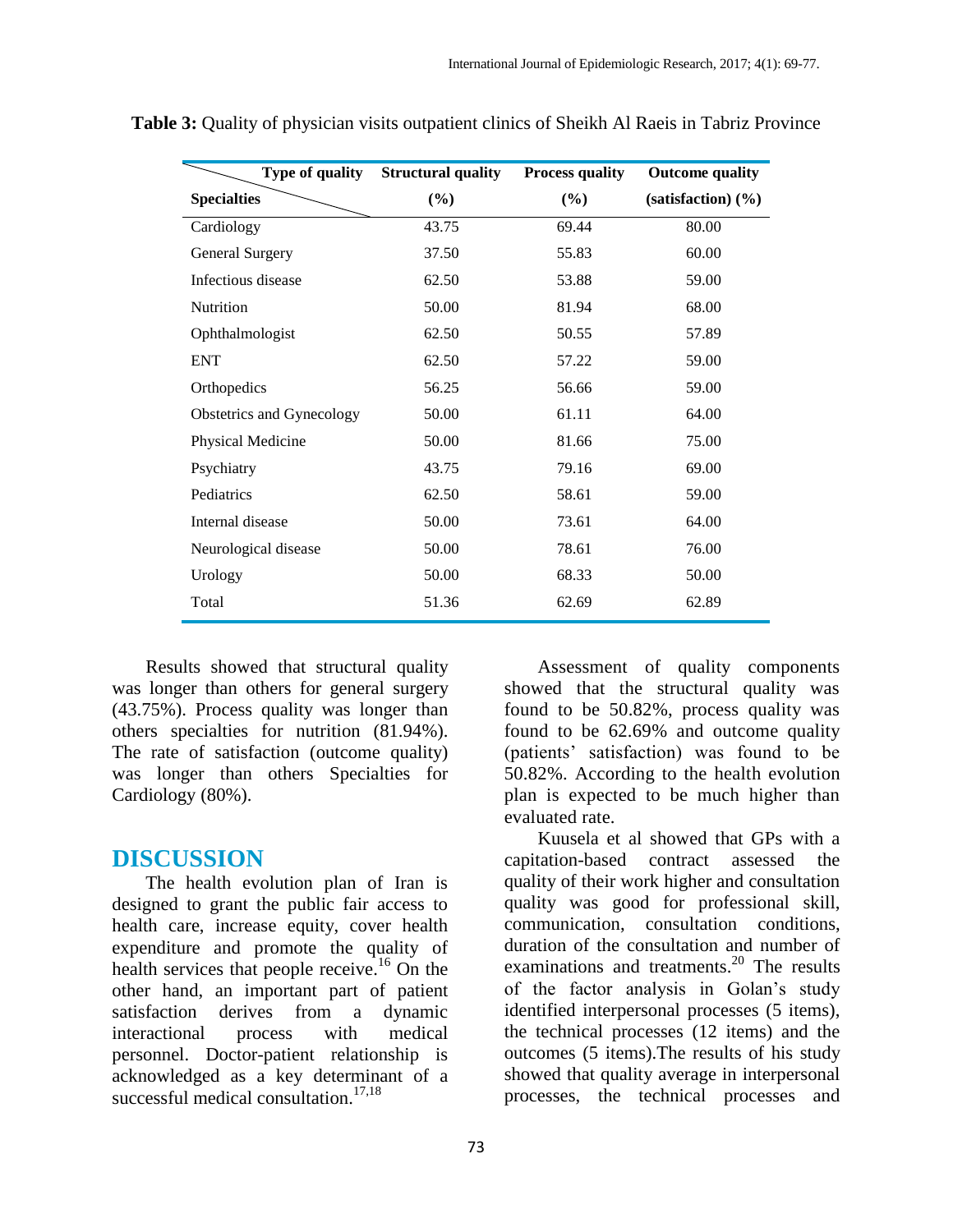**Table 3:** Quality of physician visits outpatient clinics of Sheikh Al Raeis in Tabriz Province

| Type of quality / Specialties | Structural quality (%) | Process quality (%) | Outcome quality (satisfaction) (%) |
|---|---|---|---|
| Cardiology | 43.75 | 69.44 | 80.00 |
| General Surgery | 37.50 | 55.83 | 60.00 |
| Infectious disease | 62.50 | 53.88 | 59.00 |
| Nutrition | 50.00 | 81.94 | 68.00 |
| Ophthalmologist | 62.50 | 50.55 | 57.89 |
| ENT | 62.50 | 57.22 | 59.00 |
| Orthopedics | 56.25 | 56.66 | 59.00 |
| Obstetrics and Gynecology | 50.00 | 61.11 | 64.00 |
| Physical Medicine | 50.00 | 81.66 | 75.00 |
| Psychiatry | 43.75 | 79.16 | 69.00 |
| Pediatrics | 62.50 | 58.61 | 59.00 |
| Internal disease | 50.00 | 73.61 | 64.00 |
| Neurological disease | 50.00 | 78.61 | 76.00 |
| Urology | 50.00 | 68.33 | 50.00 |
| Total | 51.36 | 62.69 | 62.89 |

Results showed that structural quality was longer than others for general surgery (43.75%). Process quality was longer than others specialties for nutrition (81.94%). The rate of satisfaction (outcome quality) was longer than others Specialties for Cardiology (80%).

## DISCUSSION

The health evolution plan of Iran is designed to grant the public fair access to health care, increase equity, cover health expenditure and promote the quality of health services that people receive.[16] On the other hand, an important part of patient satisfaction derives from a dynamic interactional process with medical personnel. Doctor-patient relationship is acknowledged as a key determinant of a successful medical consultation.[17,18]

Assessment of quality components showed that the structural quality was found to be 50.82%, process quality was found to be 62.69% and outcome quality (patients' satisfaction) was found to be 50.82%. According to the health evolution plan is expected to be much higher than evaluated rate.

Kuusela et al showed that GPs with a capitation-based contract assessed the quality of their work higher and consultation quality was good for professional skill, communication, consultation conditions, duration of the consultation and number of examinations and treatments.[20] The results of the factor analysis in Golan's study identified interpersonal processes (5 items), the technical processes (12 items) and the outcomes (5 items).The results of his study showed that quality average in interpersonal processes, the technical processes and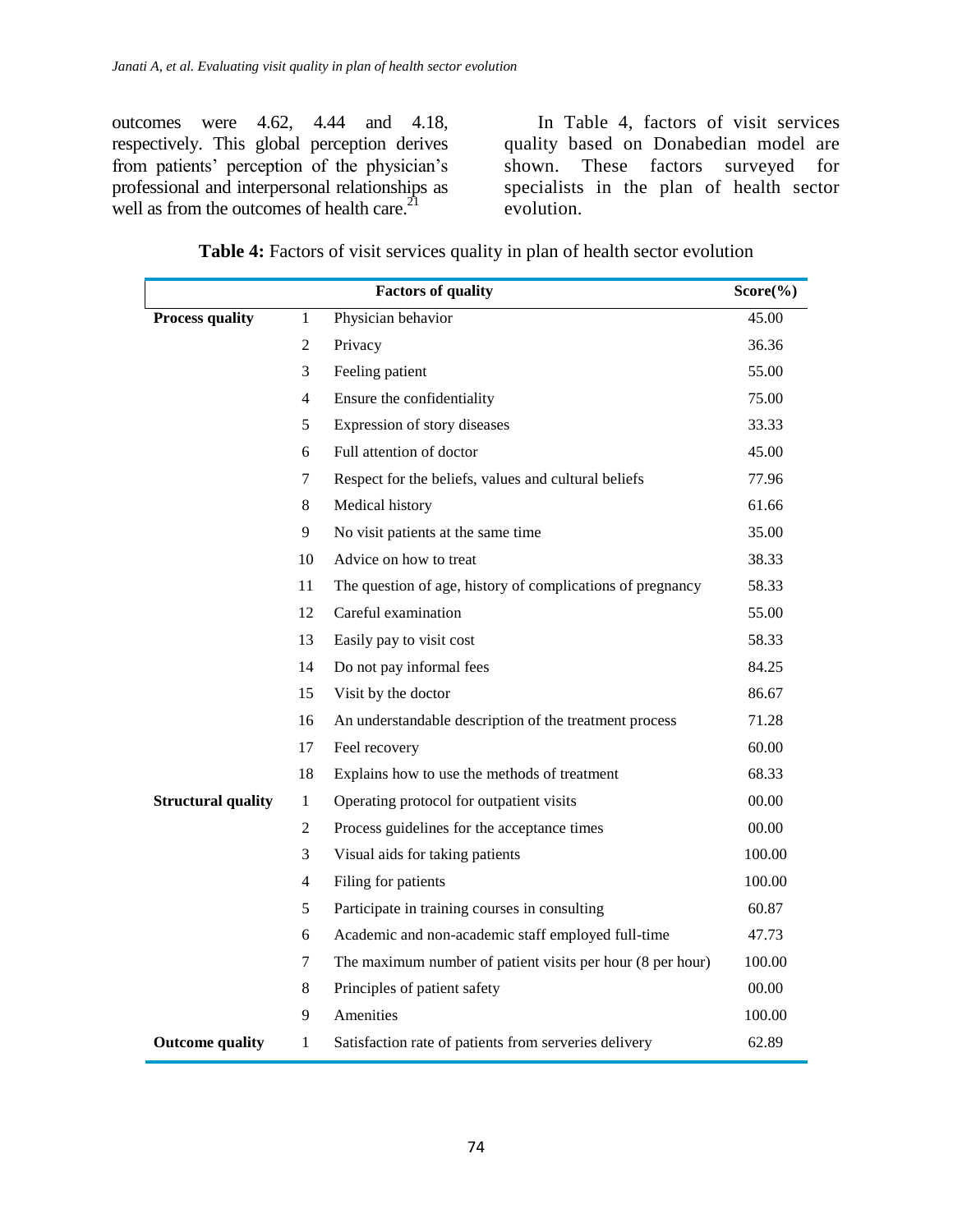outcomes were 4.62, 4.44 and 4.18, respectively. This global perception derives from patients' perception of the physician's professional and interpersonal relationships as well as from the outcomes of health care.[21]

In Table 4, factors of visit services quality based on Donabedian model are shown. These factors surveyed for specialists in the plan of health sector evolution.

**Table 4:** Factors of visit services quality in plan of health sector evolution

| Factors of quality | | | Score(%) |
|---|---|---|---|
| **Process quality** | 1 | Physician behavior | 45.00 |
| | 2 | Privacy | 36.36 |
| | 3 | Feeling patient | 55.00 |
| | 4 | Ensure the confidentiality | 75.00 |
| | 5 | Expression of story diseases | 33.33 |
| | 6 | Full attention of doctor | 45.00 |
| | 7 | Respect for the beliefs, values and cultural beliefs | 77.96 |
| | 8 | Medical history | 61.66 |
| | 9 | No visit patients at the same time | 35.00 |
| | 10 | Advice on how to treat | 38.33 |
| | 11 | The question of age, history of complications of pregnancy | 58.33 |
| | 12 | Careful examination | 55.00 |
| | 13 | Easily pay to visit cost | 58.33 |
| | 14 | Do not pay informal fees | 84.25 |
| | 15 | Visit by the doctor | 86.67 |
| | 16 | An understandable description of the treatment process | 71.28 |
| | 17 | Feel recovery | 60.00 |
| | 18 | Explains how to use the methods of treatment | 68.33 |
| **Structural quality** | 1 | Operating protocol for outpatient visits | 00.00 |
| | 2 | Process guidelines for the acceptance times | 00.00 |
| | 3 | Visual aids for taking patients | 100.00 |
| | 4 | Filing for patients | 100.00 |
| | 5 | Participate in training courses in consulting | 60.87 |
| | 6 | Academic and non-academic staff employed full-time | 47.73 |
| | 7 | The maximum number of patient visits per hour (8 per hour) | 100.00 |
| | 8 | Principles of patient safety | 00.00 |
| | 9 | Amenities | 100.00 |
| **Outcome quality** | 1 | Satisfaction rate of patients from serveries delivery | 62.89 |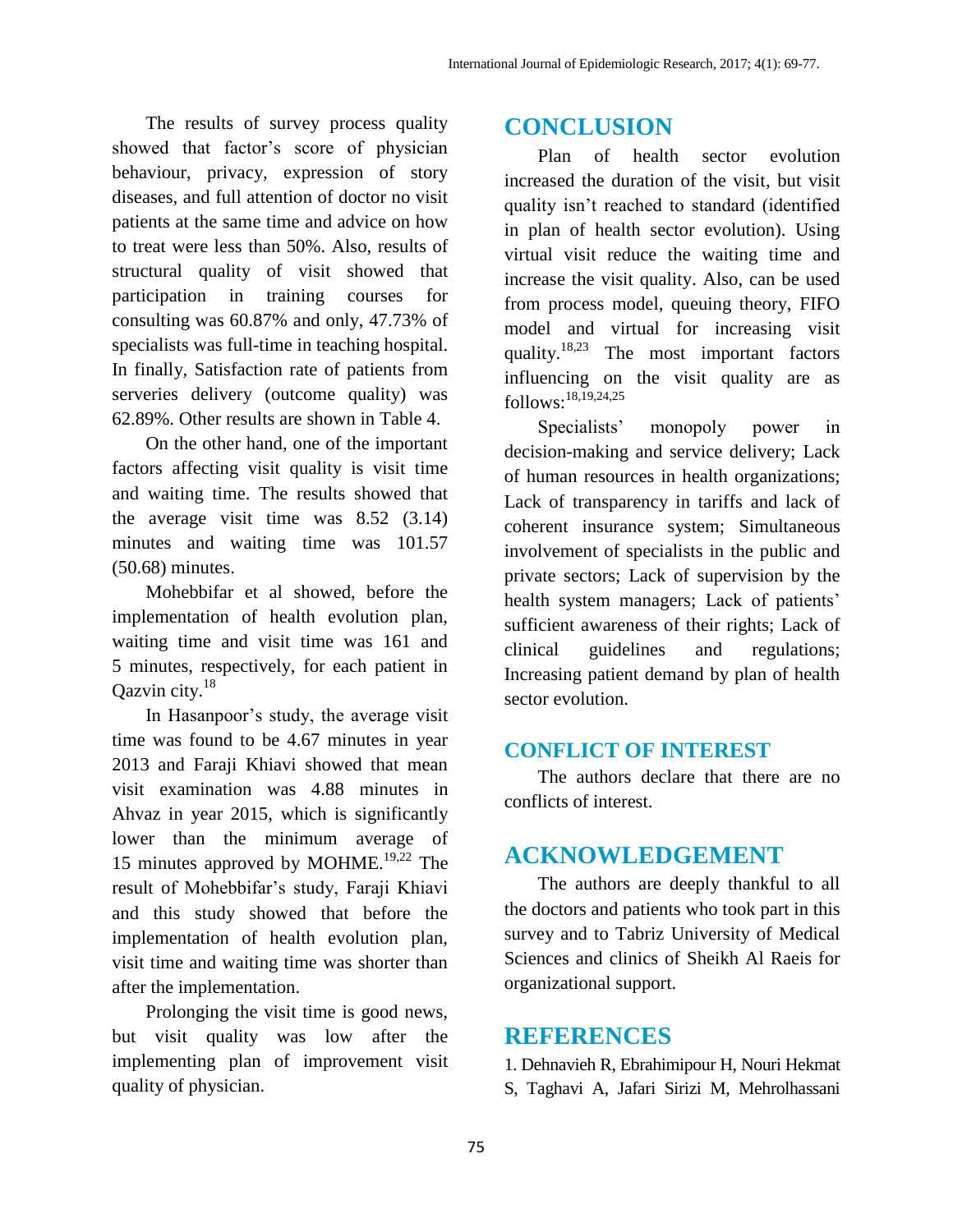The results of survey process quality showed that factor's score of physician behaviour, privacy, expression of story diseases, and full attention of doctor no visit patients at the same time and advice on how to treat were less than 50%. Also, results of structural quality of visit showed that participation in training courses for consulting was 60.87% and only, 47.73% of specialists was full-time in teaching hospital. In finally, Satisfaction rate of patients from serveries delivery (outcome quality) was 62.89%. Other results are shown in Table 4.

On the other hand, one of the important factors affecting visit quality is visit time and waiting time. The results showed that the average visit time was 8.52 (3.14) minutes and waiting time was 101.57 (50.68) minutes.

Mohebbifar et al showed, before the implementation of health evolution plan, waiting time and visit time was 161 and 5 minutes, respectively, for each patient in Qazvin city.[18]

In Hasanpoor's study, the average visit time was found to be 4.67 minutes in year 2013 and Faraji Khiavi showed that mean visit examination was 4.88 minutes in Ahvaz in year 2015, which is significantly lower than the minimum average of 15 minutes approved by MOHME.[19,22] The result of Mohebbifar's study, Faraji Khiavi and this study showed that before the implementation of health evolution plan, visit time and waiting time was shorter than after the implementation.

Prolonging the visit time is good news, but visit quality was low after the implementing plan of improvement visit quality of physician.

# CONCLUSION

Plan of health sector evolution increased the duration of the visit, but visit quality isn't reached to standard (identified in plan of health sector evolution). Using virtual visit reduce the waiting time and increase the visit quality. Also, can be used from process model, queuing theory, FIFO model and virtual for increasing visit quality.[18,23] The most important factors influencing on the visit quality are as follows:[18,19,24,25]

Specialists' monopoly power in decision-making and service delivery; Lack of human resources in health organizations; Lack of transparency in tariffs and lack of coherent insurance system; Simultaneous involvement of specialists in the public and private sectors; Lack of supervision by the health system managers; Lack of patients' sufficient awareness of their rights; Lack of clinical guidelines and regulations; Increasing patient demand by plan of health sector evolution.

## CONFLICT OF INTEREST

The authors declare that there are no conflicts of interest.

# ACKNOWLEDGEMENT

The authors are deeply thankful to all the doctors and patients who took part in this survey and to Tabriz University of Medical Sciences and clinics of Sheikh Al Raeis for organizational support.

# REFERENCES

1. Dehnavieh R, Ebrahimipour H, Nouri Hekmat S, Taghavi A, Jafari Sirizi M, Mehrolhassani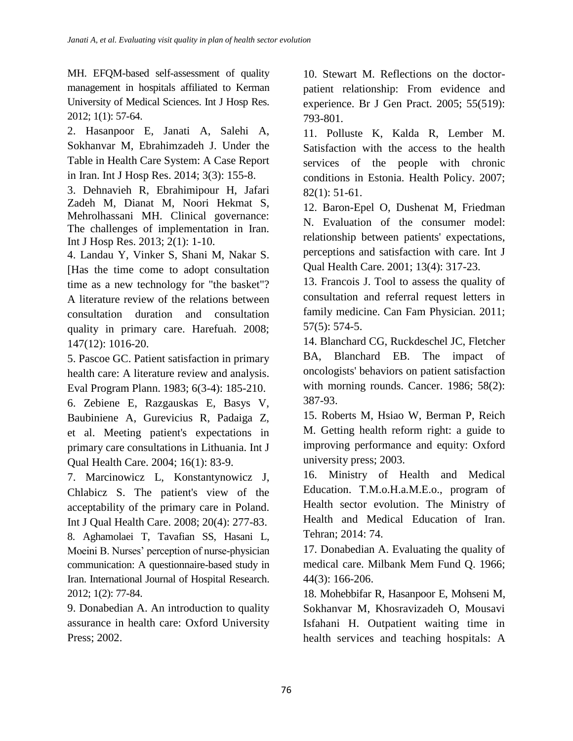MH. EFQM-based self-assessment of quality management in hospitals affiliated to Kerman University of Medical Sciences. Int J Hosp Res. 2012; 1(1): 57-64.

2. Hasanpoor E, Janati A, Salehi A, Sokhanvar M, Ebrahimzadeh J. Under the Table in Health Care System: A Case Report in Iran. Int J Hosp Res. 2014; 3(3): 155-8.

3. Dehnavieh R, Ebrahimipour H, Jafari Zadeh M, Dianat M, Noori Hekmat S, Mehrolhassani MH. Clinical governance: The challenges of implementation in Iran. Int J Hosp Res. 2013; 2(1): 1-10.

4. Landau Y, Vinker S, Shani M, Nakar S. [Has the time come to adopt consultation time as a new technology for "the basket"? A literature review of the relations between consultation duration and consultation quality in primary care. Harefuah. 2008; 147(12): 1016-20.

5. Pascoe GC. Patient satisfaction in primary health care: A literature review and analysis. Eval Program Plann. 1983; 6(3-4): 185-210.

6. Zebiene E, Razgauskas E, Basys V, Baubiniene A, Gurevicius R, Padaiga Z, et al. Meeting patient's expectations in primary care consultations in Lithuania. Int J Qual Health Care. 2004; 16(1): 83-9.

7. Marcinowicz L, Konstantynowicz J, Chlabicz S. The patient's view of the acceptability of the primary care in Poland. Int J Qual Health Care. 2008; 20(4): 277-83.

8. Aghamolaei T, Tavafian SS, Hasani L, Moeini B. Nurses' perception of nurse-physician communication: A questionnaire-based study in Iran. International Journal of Hospital Research. 2012; 1(2): 77-84.

9. Donabedian A. An introduction to quality assurance in health care: Oxford University Press; 2002.

10. Stewart M. Reflections on the doctor-patient relationship: From evidence and experience. Br J Gen Pract. 2005; 55(519): 793-801.

11. Polluste K, Kalda R, Lember M. Satisfaction with the access to the health services of the people with chronic conditions in Estonia. Health Policy. 2007; 82(1): 51-61.

12. Baron-Epel O, Dushenat M, Friedman N. Evaluation of the consumer model: relationship between patients' expectations, perceptions and satisfaction with care. Int J Qual Health Care. 2001; 13(4): 317-23.

13. Francois J. Tool to assess the quality of consultation and referral request letters in family medicine. Can Fam Physician. 2011; 57(5): 574-5.

14. Blanchard CG, Ruckdeschel JC, Fletcher BA, Blanchard EB. The impact of oncologists' behaviors on patient satisfaction with morning rounds. Cancer. 1986; 58(2): 387-93.

15. Roberts M, Hsiao W, Berman P, Reich M. Getting health reform right: a guide to improving performance and equity: Oxford university press; 2003.

16. Ministry of Health and Medical Education. T.M.o.H.a.M.E.o., program of Health sector evolution. The Ministry of Health and Medical Education of Iran. Tehran; 2014: 74.

17. Donabedian A. Evaluating the quality of medical care. Milbank Mem Fund Q. 1966; 44(3): 166-206.

18. Mohebbifar R, Hasanpoor E, Mohseni M, Sokhanvar M, Khosravizadeh O, Mousavi Isfahani H. Outpatient waiting time in health services and teaching hospitals: A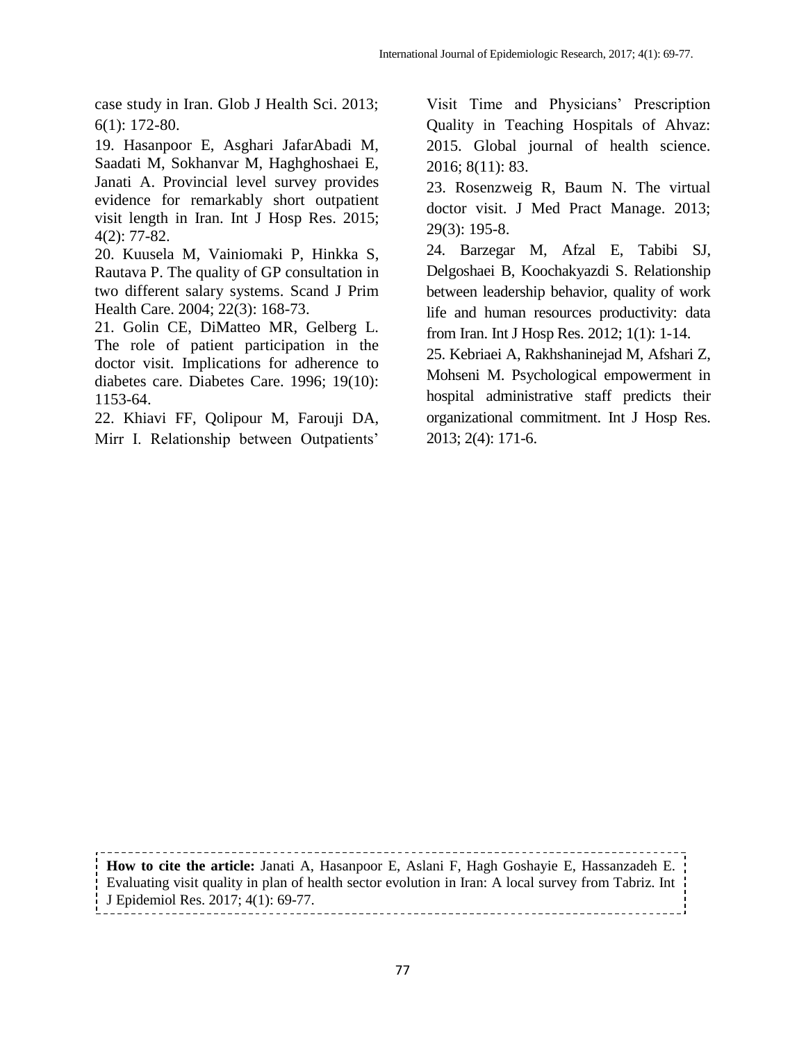case study in Iran. Glob J Health Sci. 2013; 6(1): 172-80.

19. Hasanpoor E, Asghari JafarAbadi M, Saadati M, Sokhanvar M, Haghghoshaei E, Janati A. Provincial level survey provides evidence for remarkably short outpatient visit length in Iran. Int J Hosp Res. 2015; 4(2): 77-82.

20. Kuusela M, Vainiomaki P, Hinkka S, Rautava P. The quality of GP consultation in two different salary systems. Scand J Prim Health Care. 2004; 22(3): 168-73.

21. Golin CE, DiMatteo MR, Gelberg L. The role of patient participation in the doctor visit. Implications for adherence to diabetes care. Diabetes Care. 1996; 19(10): 1153-64.

22. Khiavi FF, Qolipour M, Farouji DA, Mirr I. Relationship between Outpatients' Visit Time and Physicians' Prescription Quality in Teaching Hospitals of Ahvaz: 2015. Global journal of health science. 2016; 8(11): 83.

23. Rosenzweig R, Baum N. The virtual doctor visit. J Med Pract Manage. 2013; 29(3): 195-8.

24. Barzegar M, Afzal E, Tabibi SJ, Delgoshaei B, Koochakyazdi S. Relationship between leadership behavior, quality of work life and human resources productivity: data from Iran. Int J Hosp Res. 2012; 1(1): 1-14.

25. Kebriaei A, Rakhshaninejad M, Afshari Z, Mohseni M. Psychological empowerment in hospital administrative staff predicts their organizational commitment. Int J Hosp Res. 2013; 2(4): 171-6.

**How to cite the article:** Janati A, Hasanpoor E, Aslani F, Hagh Goshayie E, Hassanzadeh E. Evaluating visit quality in plan of health sector evolution in Iran: A local survey from Tabriz. Int J Epidemiol Res. 2017; 4(1): 69-77.